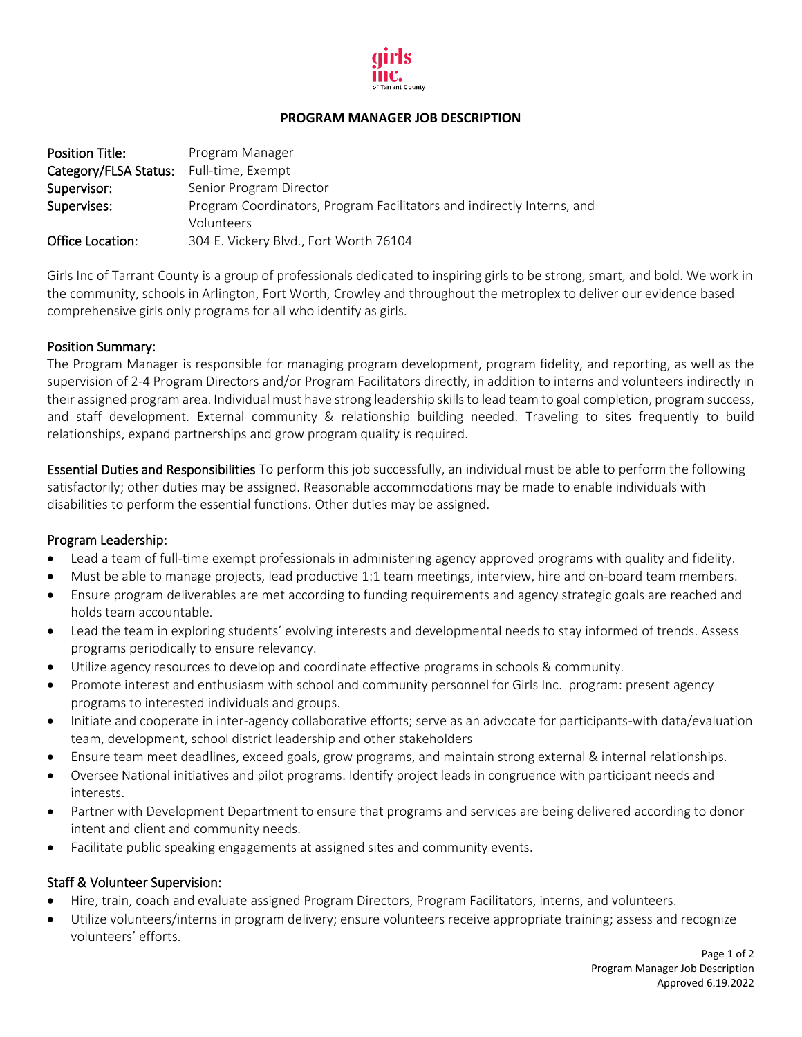girls inc. of Tarrant County

# PROGRAM MANAGER JOB DESCRIPTION

| | |
|---|---|
| **Position Title:** | Program Manager |
| **Category/FLSA Status:** | Full-time, Exempt |
| **Supervisor:** | Senior Program Director |
| **Supervises:** | Program Coordinators, Program Facilitators and indirectly Interns, and Volunteers |
| **Office Location:** | 304 E. Vickery Blvd., Fort Worth 76104 |

Girls Inc of Tarrant County is a group of professionals dedicated to inspiring girls to be strong, smart, and bold. We work in the community, schools in Arlington, Fort Worth, Crowley and throughout the metroplex to deliver our evidence based comprehensive girls only programs for all who identify as girls.

## Position Summary:

The Program Manager is responsible for managing program development, program fidelity, and reporting, as well as the supervision of 2-4 Program Directors and/or Program Facilitators directly, in addition to interns and volunteers indirectly in their assigned program area. Individual must have strong leadership skills to lead team to goal completion, program success, and staff development. External community & relationship building needed. Traveling to sites frequently to build relationships, expand partnerships and grow program quality is required.

**Essential Duties and Responsibilities** To perform this job successfully, an individual must be able to perform the following satisfactorily; other duties may be assigned. Reasonable accommodations may be made to enable individuals with disabilities to perform the essential functions. Other duties may be assigned.

## Program Leadership:

- Lead a team of full-time exempt professionals in administering agency approved programs with quality and fidelity.
- Must be able to manage projects, lead productive 1:1 team meetings, interview, hire and on-board team members.
- Ensure program deliverables are met according to funding requirements and agency strategic goals are reached and holds team accountable.
- Lead the team in exploring students' evolving interests and developmental needs to stay informed of trends. Assess programs periodically to ensure relevancy.
- Utilize agency resources to develop and coordinate effective programs in schools & community.
- Promote interest and enthusiasm with school and community personnel for Girls Inc. program: present agency programs to interested individuals and groups.
- Initiate and cooperate in inter-agency collaborative efforts; serve as an advocate for participants-with data/evaluation team, development, school district leadership and other stakeholders
- Ensure team meet deadlines, exceed goals, grow programs, and maintain strong external & internal relationships.
- Oversee National initiatives and pilot programs. Identify project leads in congruence with participant needs and interests.
- Partner with Development Department to ensure that programs and services are being delivered according to donor intent and client and community needs.
- Facilitate public speaking engagements at assigned sites and community events.

## Staff & Volunteer Supervision:

- Hire, train, coach and evaluate assigned Program Directors, Program Facilitators, interns, and volunteers.
- Utilize volunteers/interns in program delivery; ensure volunteers receive appropriate training; assess and recognize volunteers' efforts.

Program Manager Job Description
Approved 6.19.2022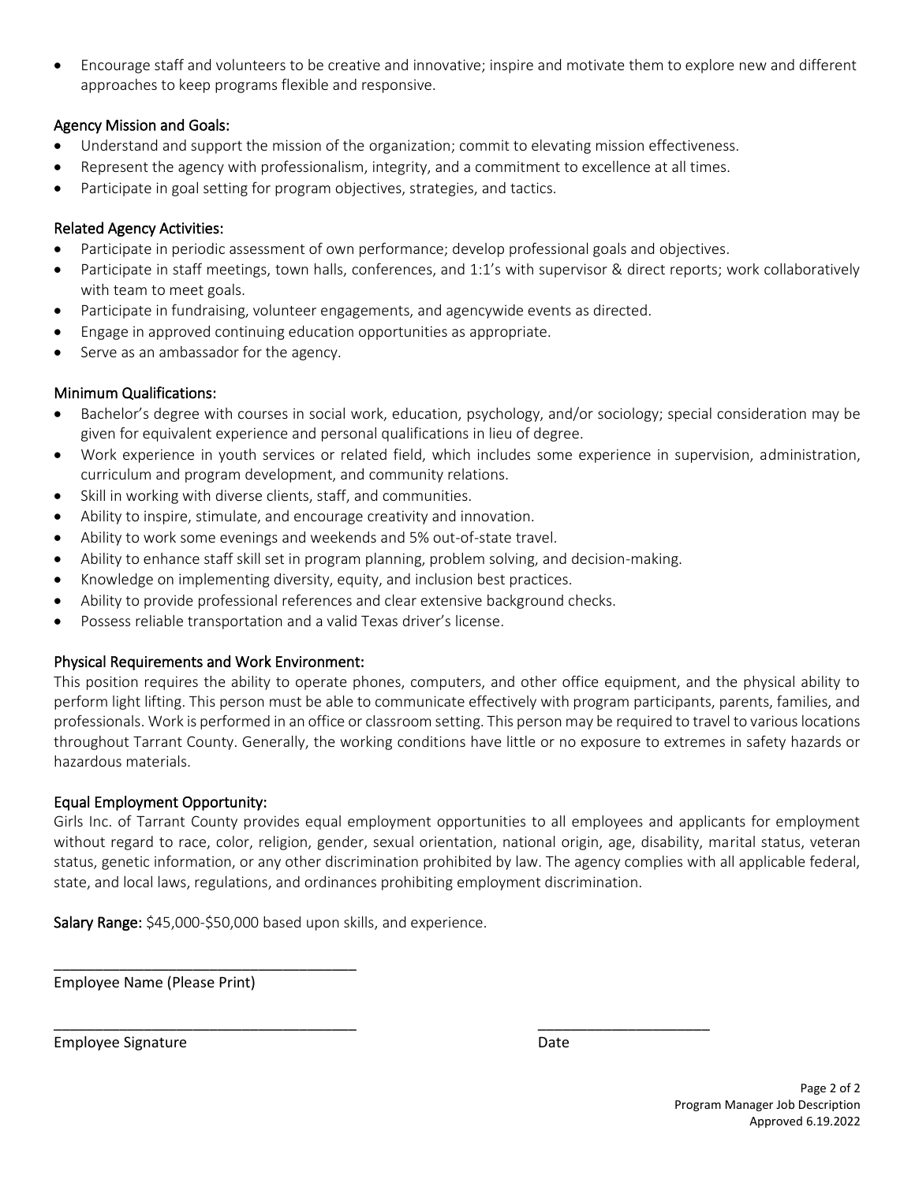- Encourage staff and volunteers to be creative and innovative; inspire and motivate them to explore new and different approaches to keep programs flexible and responsive.

## Agency Mission and Goals:

- Understand and support the mission of the organization; commit to elevating mission effectiveness.
- Represent the agency with professionalism, integrity, and a commitment to excellence at all times.
- Participate in goal setting for program objectives, strategies, and tactics.

## Related Agency Activities:

- Participate in periodic assessment of own performance; develop professional goals and objectives.
- Participate in staff meetings, town halls, conferences, and 1:1's with supervisor & direct reports; work collaboratively with team to meet goals.
- Participate in fundraising, volunteer engagements, and agencywide events as directed.
- Engage in approved continuing education opportunities as appropriate.
- Serve as an ambassador for the agency.

## Minimum Qualifications:

- Bachelor's degree with courses in social work, education, psychology, and/or sociology; special consideration may be given for equivalent experience and personal qualifications in lieu of degree.
- Work experience in youth services or related field, which includes some experience in supervision, administration, curriculum and program development, and community relations.
- Skill in working with diverse clients, staff, and communities.
- Ability to inspire, stimulate, and encourage creativity and innovation.
- Ability to work some evenings and weekends and 5% out-of-state travel.
- Ability to enhance staff skill set in program planning, problem solving, and decision-making.
- Knowledge on implementing diversity, equity, and inclusion best practices.
- Ability to provide professional references and clear extensive background checks.
- Possess reliable transportation and a valid Texas driver's license.

## Physical Requirements and Work Environment:

This position requires the ability to operate phones, computers, and other office equipment, and the physical ability to perform light lifting. This person must be able to communicate effectively with program participants, parents, families, and professionals. Work is performed in an office or classroom setting. This person may be required to travel to various locations throughout Tarrant County. Generally, the working conditions have little or no exposure to extremes in safety hazards or hazardous materials.

## Equal Employment Opportunity:

Girls Inc. of Tarrant County provides equal employment opportunities to all employees and applicants for employment without regard to race, color, religion, gender, sexual orientation, national origin, age, disability, marital status, veteran status, genetic information, or any other discrimination prohibited by law. The agency complies with all applicable federal, state, and local laws, regulations, and ordinances prohibiting employment discrimination.

**Salary Range:** $45,000-$50,000 based upon skills, and experience.

_____________________________________
Employee Name (Please Print)

_____________________________________ _____________________
Employee Signature Date

Program Manager Job Description
Approved 6.19.2022